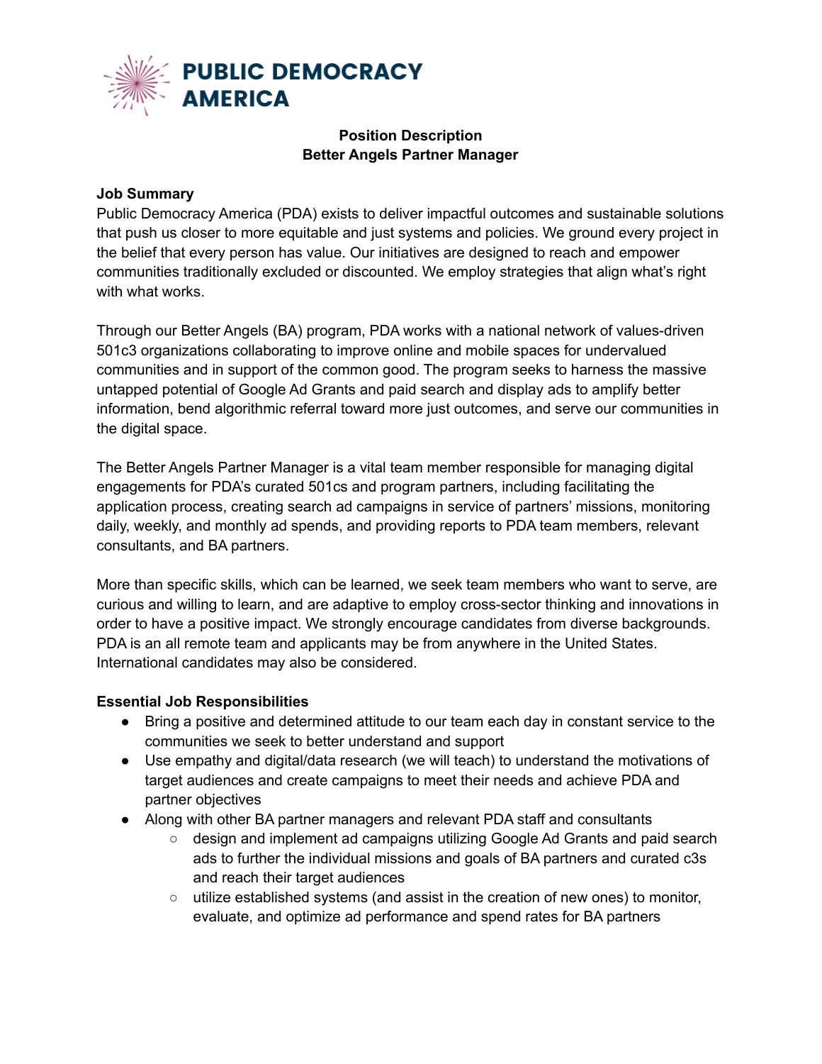# PUBLIC DEMOCRACY AMERICA

**Position Description**
**Better Angels Partner Manager**

**Job Summary**

Public Democracy America (PDA) exists to deliver impactful outcomes and sustainable solutions that push us closer to more equitable and just systems and policies. We ground every project in the belief that every person has value. Our initiatives are designed to reach and empower communities traditionally excluded or discounted. We employ strategies that align what's right with what works.

Through our Better Angels (BA) program, PDA works with a national network of values-driven 501c3 organizations collaborating to improve online and mobile spaces for undervalued communities and in support of the common good. The program seeks to harness the massive untapped potential of Google Ad Grants and paid search and display ads to amplify better information, bend algorithmic referral toward more just outcomes, and serve our communities in the digital space.

The Better Angels Partner Manager is a vital team member responsible for managing digital engagements for PDA's curated 501cs and program partners, including facilitating the application process, creating search ad campaigns in service of partners' missions, monitoring daily, weekly, and monthly ad spends, and providing reports to PDA team members, relevant consultants, and BA partners.

More than specific skills, which can be learned, we seek team members who want to serve, are curious and willing to learn, and are adaptive to employ cross-sector thinking and innovations in order to have a positive impact. We strongly encourage candidates from diverse backgrounds. PDA is an all remote team and applicants may be from anywhere in the United States. International candidates may also be considered.

**Essential Job Responsibilities**

- Bring a positive and determined attitude to our team each day in constant service to the communities we seek to better understand and support
- Use empathy and digital/data research (we will teach) to understand the motivations of target audiences and create campaigns to meet their needs and achieve PDA and partner objectives
- Along with other BA partner managers and relevant PDA staff and consultants
  - design and implement ad campaigns utilizing Google Ad Grants and paid search ads to further the individual missions and goals of BA partners and curated c3s and reach their target audiences
  - utilize established systems (and assist in the creation of new ones) to monitor, evaluate, and optimize ad performance and spend rates for BA partners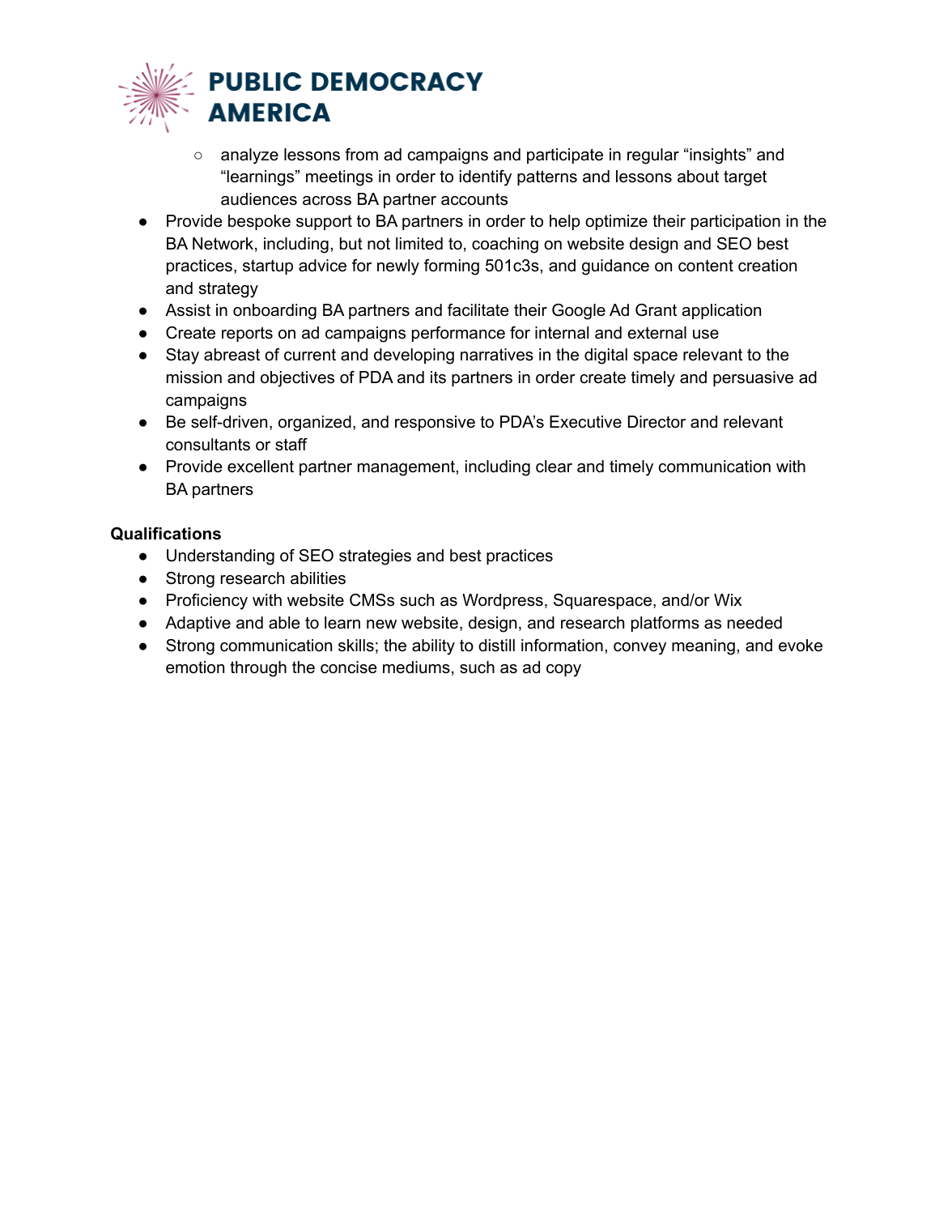- analyze lessons from ad campaigns and participate in regular "insights" and "learnings" meetings in order to identify patterns and lessons about target audiences across BA partner accounts
- Provide bespoke support to BA partners in order to help optimize their participation in the BA Network, including, but not limited to, coaching on website design and SEO best practices, startup advice for newly forming 501c3s, and guidance on content creation and strategy
- Assist in onboarding BA partners and facilitate their Google Ad Grant application
- Create reports on ad campaigns performance for internal and external use
- Stay abreast of current and developing narratives in the digital space relevant to the mission and objectives of PDA and its partners in order create timely and persuasive ad campaigns
- Be self-driven, organized, and responsive to PDA's Executive Director and relevant consultants or staff
- Provide excellent partner management, including clear and timely communication with BA partners

**Qualifications**

- Understanding of SEO strategies and best practices
- Strong research abilities
- Proficiency with website CMSs such as Wordpress, Squarespace, and/or Wix
- Adaptive and able to learn new website, design, and research platforms as needed
- Strong communication skills; the ability to distill information, convey meaning, and evoke emotion through the concise mediums, such as ad copy